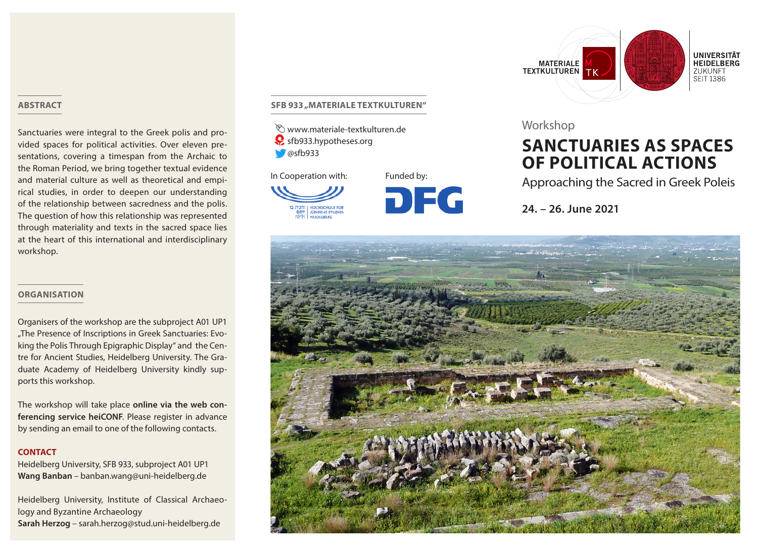## ABSTRACT

Sanctuaries were integral to the Greek polis and provided spaces for political activities. Over eleven presentations, covering a timespan from the Archaic to the Roman Period, we bring together textual evidence and material culture as well as theoretical and empirical studies, in order to deepen our understanding of the relationship between sacredness and the polis. The question of how this relationship was represented through materiality and texts in the sacred space lies at the heart of this international and interdisciplinary workshop.

## ORGANISATION

Organisers of the workshop are the subproject A01 UP1 „The Presence of Inscriptions in Greek Sanctuaries: Evoking the Polis Through Epigraphic Display" and the Centre for Ancient Studies, Heidelberg University. The Graduate Academy of Heidelberg University kindly supports this workshop.

The workshop will take place **online via the web conferencing service heiCONF**. Please register in advance by sending an email to one of the following contacts.

**CONTACT**

Heidelberg University, SFB 933, subproject A01 UP1
**Wang Banban** – banban.wang@uni-heidelberg.de

Heidelberg University, Institute of Classical Archaeology and Byzantine Archaeology
**Sarah Herzog** – sarah.herzog@stud.uni-heidelberg.de

## SFB 933 „MATERIALE TEXTKULTUREN"

www.materiale-textkulturen.de
sfb933.hypotheses.org
@sfb933

In Cooperation with: Hochschule für Jüdische Studien Heidelberg

Funded by: DFG

MATERIALE TEXTKULTUREN

UNIVERSITÄT HEIDELBERG
ZUKUNFT
SEIT 1386

Workshop

# SANCTUARIES AS SPACES OF POLITICAL ACTIONS

Approaching the Sacred in Greek Poleis

**24. – 26. June 2021**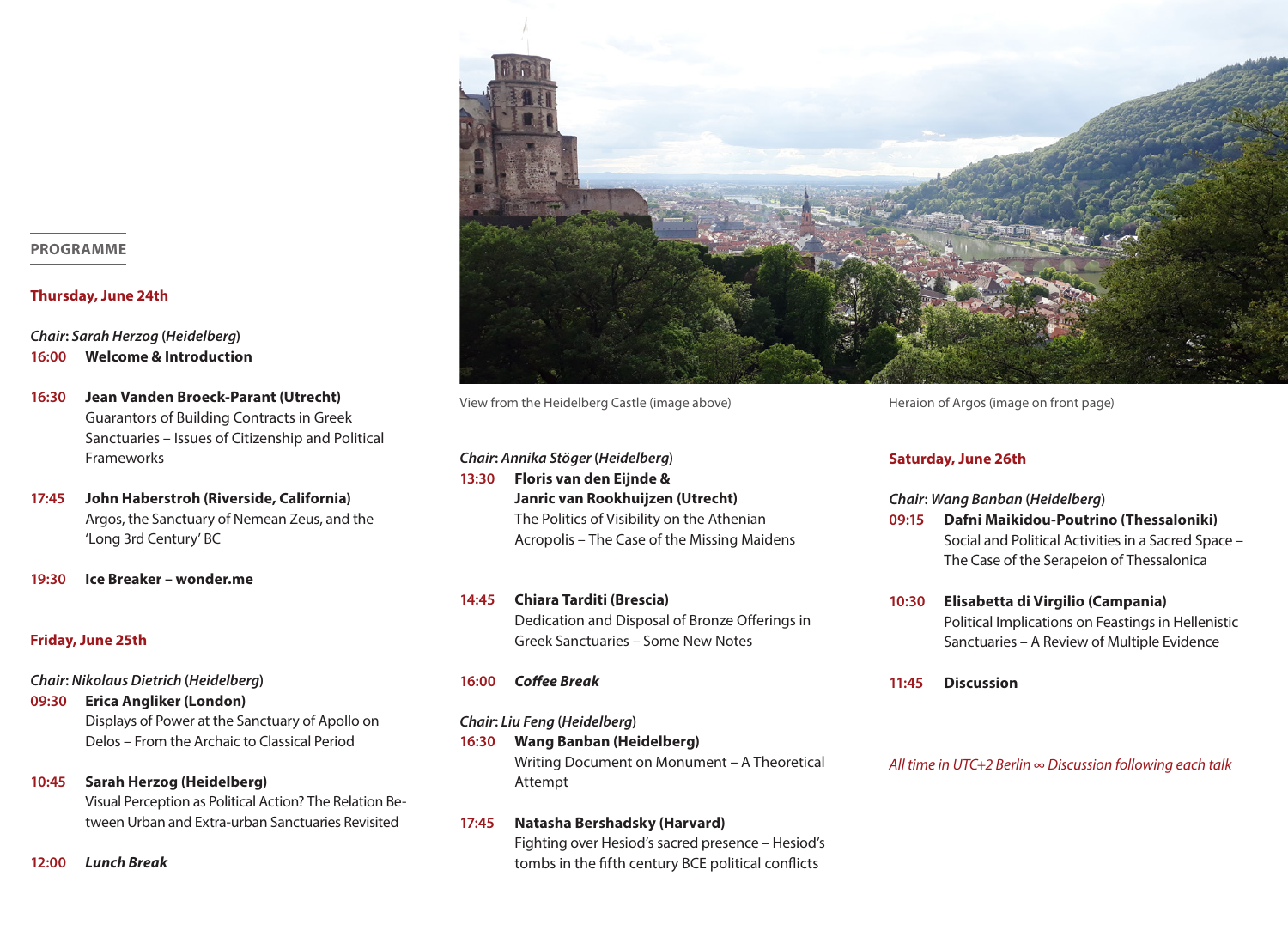## PROGRAMME

### Thursday, June 24th

*Chair*: *Sarah Herzog* (*Heidelberg*)

**16:00** **Welcome & Introduction**

**16:30** **Jean Vanden Broeck-Parant (Utrecht)**
Guarantors of Building Contracts in Greek Sanctuaries – Issues of Citizenship and Political Frameworks

**17:45** **John Haberstroh (Riverside, California)**
Argos, the Sanctuary of Nemean Zeus, and the 'Long 3rd Century' BC

**19:30** **Ice Breaker – wonder.me**

### Friday, June 25th

*Chair*: *Nikolaus Dietrich* (*Heidelberg*)

**09:30** **Erica Angliker (London)**
Displays of Power at the Sanctuary of Apollo on Delos – From the Archaic to Classical Period

**10:45** **Sarah Herzog (Heidelberg)**
Visual Perception as Political Action? The Relation Between Urban and Extra-urban Sanctuaries Revisited

**12:00** ***Lunch Break***

View from the Heidelberg Castle (image above)

*Chair*: *Annika Stöger* (*Heidelberg*)

**13:30** **Floris van den Eijnde & Janric van Rookhuijzen (Utrecht)**
The Politics of Visibility on the Athenian Acropolis – The Case of the Missing Maidens

**14:45** **Chiara Tarditi (Brescia)**
Dedication and Disposal of Bronze Offerings in Greek Sanctuaries – Some New Notes

**16:00** ***Coffee Break***

*Chair*: *Liu Feng* (*Heidelberg*)

**16:30** **Wang Banban (Heidelberg)**
Writing Document on Monument – A Theoretical Attempt

**17:45** **Natasha Bershadsky (Harvard)**
Fighting over Hesiod's sacred presence – Hesiod's tombs in the fifth century BCE political conflicts

Heraion of Argos (image on front page)

### Saturday, June 26th

*Chair*: *Wang Banban* (*Heidelberg*)

**09:15** **Dafni Maikidou-Poutrino (Thessaloniki)**
Social and Political Activities in a Sacred Space – The Case of the Serapeion of Thessalonica

**10:30** **Elisabetta di Virgilio (Campania)**
Political Implications on Feastings in Hellenistic Sanctuaries – A Review of Multiple Evidence

**11:45** **Discussion**

*All time in UTC+2 Berlin ∞ Discussion following each talk*